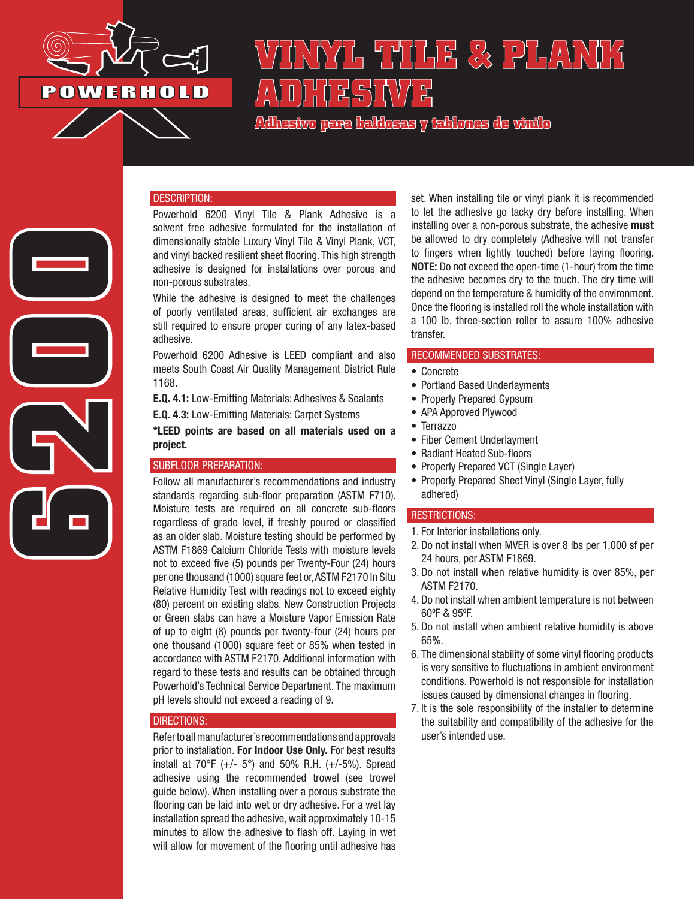POWERHOLD

6200

# VINYL TILE & PLANK ADHESIVE

**Adhesivo para baldosas y tablones de vinilo**

## DESCRIPTION:

Powerhold 6200 Vinyl Tile & Plank Adhesive is a solvent free adhesive formulated for the installation of dimensionally stable Luxury Vinyl Tile & Vinyl Plank, VCT, and vinyl backed resilient sheet flooring. This high strength adhesive is designed for installations over porous and non-porous substrates.

While the adhesive is designed to meet the challenges of poorly ventilated areas, sufficient air exchanges are still required to ensure proper curing of any latex-based adhesive.

Powerhold 6200 Adhesive is LEED compliant and also meets South Coast Air Quality Management District Rule 1168.

**E.Q. 4.1:** Low-Emitting Materials: Adhesives & Sealants

**E.Q. 4.3:** Low-Emitting Materials: Carpet Systems

***LEED points are based on all materials used on a project.**

## SUBFLOOR PREPARATION:

Follow all manufacturer's recommendations and industry standards regarding sub-floor preparation (ASTM F710). Moisture tests are required on all concrete sub-floors regardless of grade level, if freshly poured or classified as an older slab. Moisture testing should be performed by ASTM F1869 Calcium Chloride Tests with moisture levels not to exceed five (5) pounds per Twenty-Four (24) hours per one thousand (1000) square feet or, ASTM F2170 In Situ Relative Humidity Test with readings not to exceed eighty (80) percent on existing slabs. New Construction Projects or Green slabs can have a Moisture Vapor Emission Rate of up to eight (8) pounds per twenty-four (24) hours per one thousand (1000) square feet or 85% when tested in accordance with ASTM F2170. Additional information with regard to these tests and results can be obtained through Powerhold's Technical Service Department. The maximum pH levels should not exceed a reading of 9.

## DIRECTIONS:

Refer to all manufacturer's recommendations and approvals prior to installation. **For Indoor Use Only.** For best results install at 70°F (+/- 5°) and 50% R.H. (+/-5%). Spread adhesive using the recommended trowel (see trowel guide below). When installing over a porous substrate the flooring can be laid into wet or dry adhesive. For a wet lay installation spread the adhesive, wait approximately 10-15 minutes to allow the adhesive to flash off. Laying in wet will allow for movement of the flooring until adhesive has set. When installing tile or vinyl plank it is recommended to let the adhesive go tacky dry before installing. When installing over a non-porous substrate, the adhesive **must** be allowed to dry completely (Adhesive will not transfer to fingers when lightly touched) before laying flooring. **NOTE:** Do not exceed the open-time (1-hour) from the time the adhesive becomes dry to the touch. The dry time will depend on the temperature & humidity of the environment. Once the flooring is installed roll the whole installation with a 100 lb. three-section roller to assure 100% adhesive transfer.

## RECOMMENDED SUBSTRATES:

- Concrete
- Portland Based Underlayments
- Properly Prepared Gypsum
- APA Approved Plywood
- Terrazzo
- Fiber Cement Underlayment
- Radiant Heated Sub-floors
- Properly Prepared VCT (Single Layer)
- Properly Prepared Sheet Vinyl (Single Layer, fully adhered)

## RESTRICTIONS:

1. For Interior installations only.
2. Do not install when MVER is over 8 lbs per 1,000 sf per 24 hours, per ASTM F1869.
3. Do not install when relative humidity is over 85%, per ASTM F2170.
4. Do not install when ambient temperature is not between 60ºF & 95ºF.
5. Do not install when ambient relative humidity is above 65%.
6. The dimensional stability of some vinyl flooring products is very sensitive to fluctuations in ambient environment conditions. Powerhold is not responsible for installation issues caused by dimensional changes in flooring.
7. It is the sole responsibility of the installer to determine the suitability and compatibility of the adhesive for the user's intended use.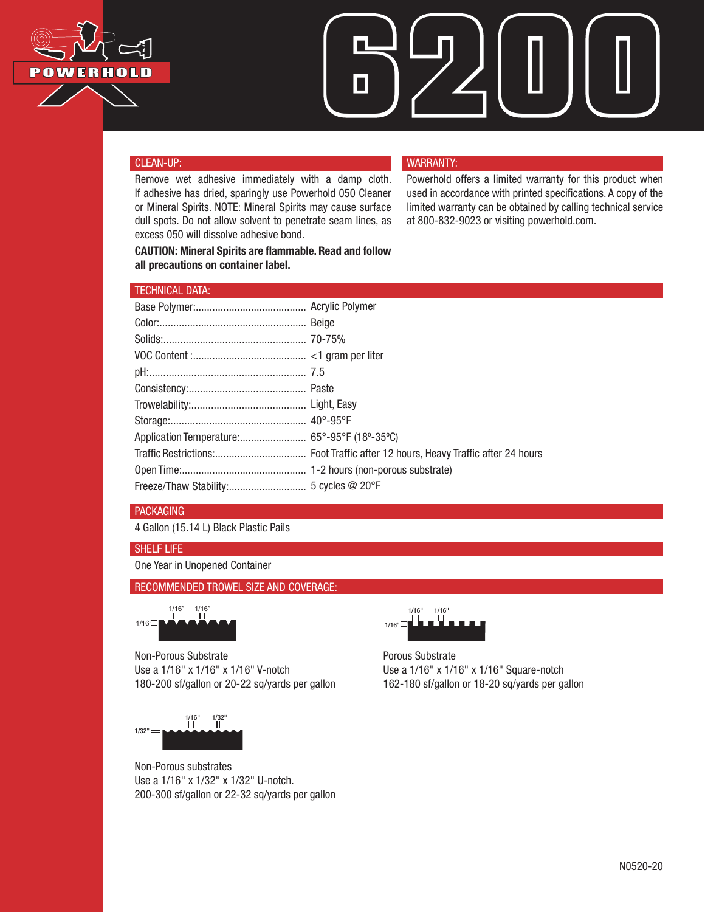# 6200

## CLEAN-UP:

Remove wet adhesive immediately with a damp cloth. If adhesive has dried, sparingly use Powerhold 050 Cleaner or Mineral Spirits. NOTE: Mineral Spirits may cause surface dull spots. Do not allow solvent to penetrate seam lines, as excess 050 will dissolve adhesive bond.

**CAUTION: Mineral Spirits are flammable. Read and follow all precautions on container label.**

## WARRANTY:

Powerhold offers a limited warranty for this product when used in accordance with printed specifications. A copy of the limited warranty can be obtained by calling technical service at 800-832-9023 or visiting powerhold.com.

## TECHNICAL DATA:

| | |
|---|---|
| Base Polymer: | Acrylic Polymer |
| Color: | Beige |
| Solids: | 70-75% |
| VOC Content : | <1 gram per liter |
| pH: | 7.5 |
| Consistency: | Paste |
| Trowelability: | Light, Easy |
| Storage: | 40°-95°F |
| Application Temperature: | 65°-95°F (18º-35ºC) |
| Traffic Restrictions: | Foot Traffic after 12 hours, Heavy Traffic after 24 hours |
| Open Time: | 1-2 hours (non-porous substrate) |
| Freeze/Thaw Stability: | 5 cycles @ 20°F |

## PACKAGING

4 Gallon (15.14 L) Black Plastic Pails

## SHELF LIFE

One Year in Unopened Container

## RECOMMENDED TROWEL SIZE AND COVERAGE:

1/16" 1/16" 1/16"

Non-Porous Substrate
Use a 1/16" x 1/16" x 1/16" V-notch
180-200 sf/gallon or 20-22 sq/yards per gallon

1/16" 1/16" 1/16"

Porous Substrate
Use a 1/16" x 1/16" x 1/16" Square-notch
162-180 sf/gallon or 18-20 sq/yards per gallon

1/16" 1/32" 1/32"

Non-Porous substrates
Use a 1/16" x 1/32" x 1/32" U-notch.
200-300 sf/gallon or 22-32 sq/yards per gallon

N0520-20